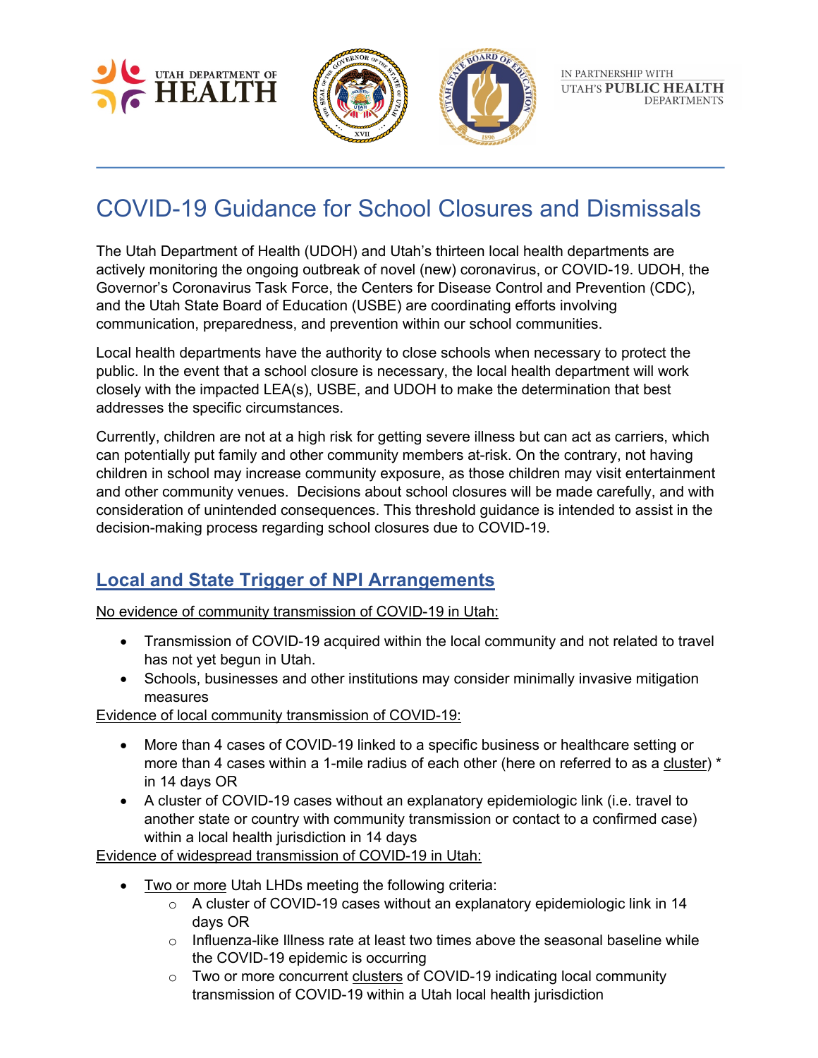# COVID-19 Guidance for School Closures and Dismissals

The Utah Department of Health (UDOH) and Utah's thirteen local health departments are actively monitoring the ongoing outbreak of novel (new) coronavirus, or COVID-19. UDOH, the Governor's Coronavirus Task Force, the Centers for Disease Control and Prevention (CDC), and the Utah State Board of Education (USBE) are coordinating efforts involving communication, preparedness, and prevention within our school communities.

Local health departments have the authority to close schools when necessary to protect the public. In the event that a school closure is necessary, the local health department will work closely with the impacted LEA(s), USBE, and UDOH to make the determination that best addresses the specific circumstances.

Currently, children are not at a high risk for getting severe illness but can act as carriers, which can potentially put family and other community members at-risk. On the contrary, not having children in school may increase community exposure, as those children may visit entertainment and other community venues. Decisions about school closures will be made carefully, and with consideration of unintended consequences. This threshold guidance is intended to assist in the decision-making process regarding school closures due to COVID-19.

## Local and State Trigger of NPI Arrangements

No evidence of community transmission of COVID-19 in Utah:

- Transmission of COVID-19 acquired within the local community and not related to travel has not yet begun in Utah.
- Schools, businesses and other institutions may consider minimally invasive mitigation measures

Evidence of local community transmission of COVID-19:

- More than 4 cases of COVID-19 linked to a specific business or healthcare setting or more than 4 cases within a 1-mile radius of each other (here on referred to as a cluster) * in 14 days OR
- A cluster of COVID-19 cases without an explanatory epidemiologic link (i.e. travel to another state or country with community transmission or contact to a confirmed case) within a local health jurisdiction in 14 days

Evidence of widespread transmission of COVID-19 in Utah:

- Two or more Utah LHDs meeting the following criteria:
  - A cluster of COVID-19 cases without an explanatory epidemiologic link in 14 days OR
  - Influenza-like Illness rate at least two times above the seasonal baseline while the COVID-19 epidemic is occurring
  - Two or more concurrent clusters of COVID-19 indicating local community transmission of COVID-19 within a Utah local health jurisdiction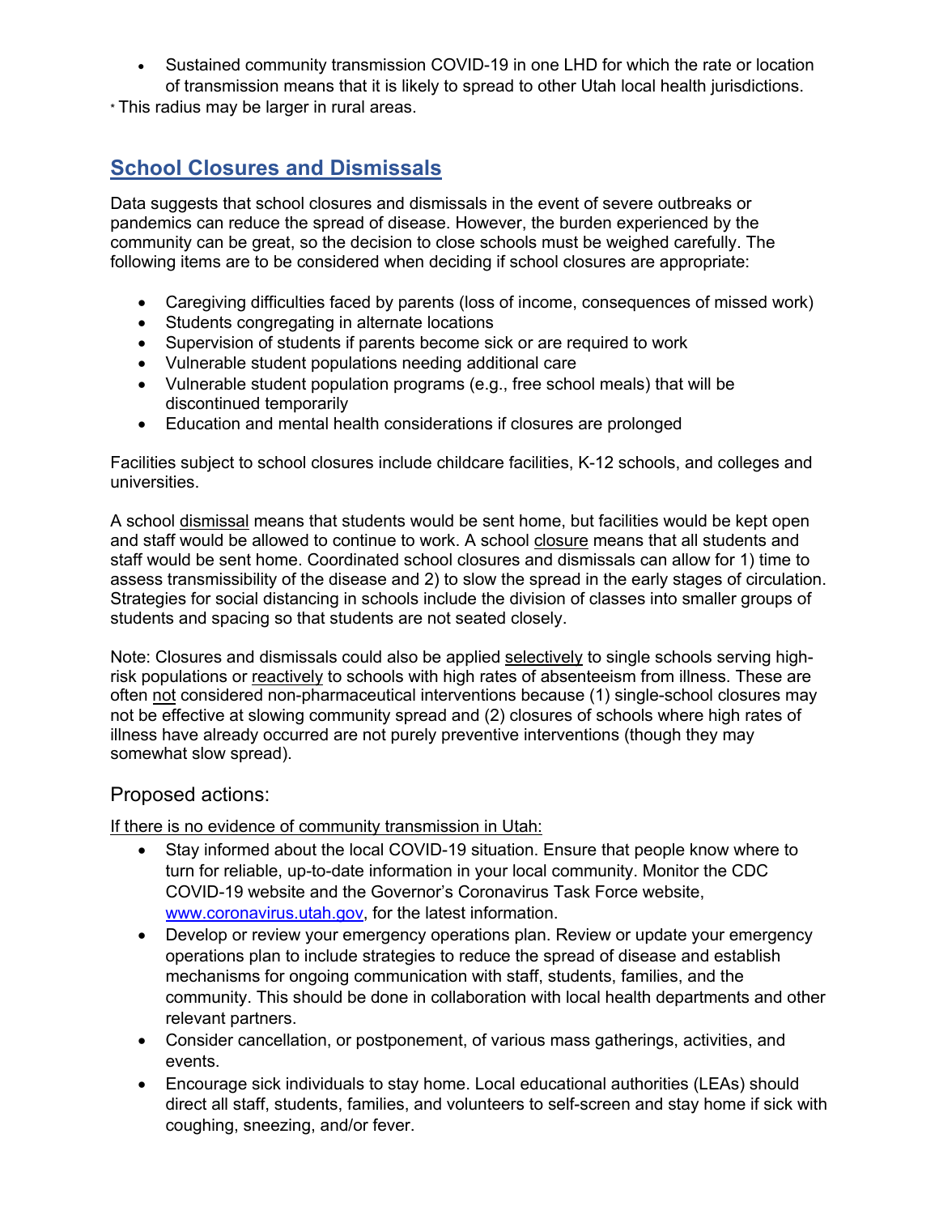- Sustained community transmission COVID-19 in one LHD for which the rate or location of transmission means that it is likely to spread to other Utah local health jurisdictions.

* This radius may be larger in rural areas.

## School Closures and Dismissals

Data suggests that school closures and dismissals in the event of severe outbreaks or pandemics can reduce the spread of disease. However, the burden experienced by the community can be great, so the decision to close schools must be weighed carefully. The following items are to be considered when deciding if school closures are appropriate:

- Caregiving difficulties faced by parents (loss of income, consequences of missed work)
- Students congregating in alternate locations
- Supervision of students if parents become sick or are required to work
- Vulnerable student populations needing additional care
- Vulnerable student population programs (e.g., free school meals) that will be discontinued temporarily
- Education and mental health considerations if closures are prolonged

Facilities subject to school closures include childcare facilities, K-12 schools, and colleges and universities.

A school dismissal means that students would be sent home, but facilities would be kept open and staff would be allowed to continue to work. A school closure means that all students and staff would be sent home. Coordinated school closures and dismissals can allow for 1) time to assess transmissibility of the disease and 2) to slow the spread in the early stages of circulation. Strategies for social distancing in schools include the division of classes into smaller groups of students and spacing so that students are not seated closely.

Note: Closures and dismissals could also be applied selectively to single schools serving high-risk populations or reactively to schools with high rates of absenteeism from illness. These are often not considered non-pharmaceutical interventions because (1) single-school closures may not be effective at slowing community spread and (2) closures of schools where high rates of illness have already occurred are not purely preventive interventions (though they may somewhat slow spread).

### Proposed actions:

If there is no evidence of community transmission in Utah:

- Stay informed about the local COVID-19 situation. Ensure that people know where to turn for reliable, up-to-date information in your local community. Monitor the CDC COVID-19 website and the Governor's Coronavirus Task Force website, www.coronavirus.utah.gov, for the latest information.
- Develop or review your emergency operations plan. Review or update your emergency operations plan to include strategies to reduce the spread of disease and establish mechanisms for ongoing communication with staff, students, families, and the community. This should be done in collaboration with local health departments and other relevant partners.
- Consider cancellation, or postponement, of various mass gatherings, activities, and events.
- Encourage sick individuals to stay home. Local educational authorities (LEAs) should direct all staff, students, families, and volunteers to self-screen and stay home if sick with coughing, sneezing, and/or fever.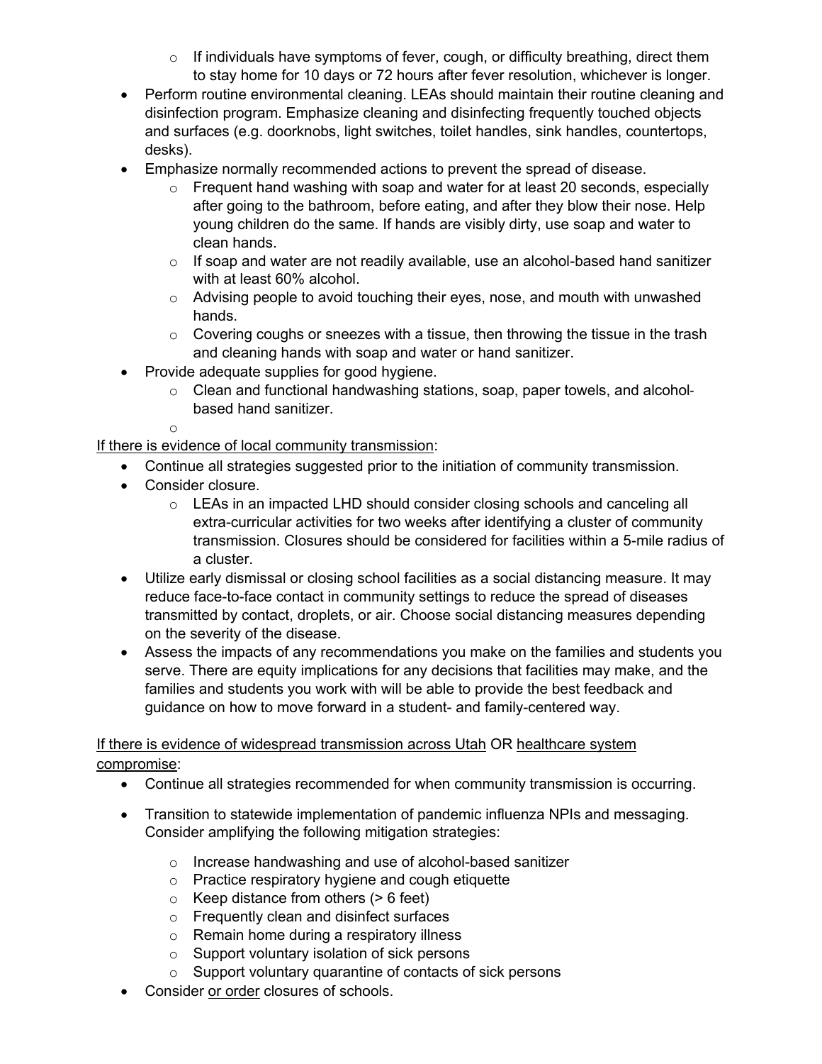- If individuals have symptoms of fever, cough, or difficulty breathing, direct them to stay home for 10 days or 72 hours after fever resolution, whichever is longer.
- Perform routine environmental cleaning. LEAs should maintain their routine cleaning and disinfection program. Emphasize cleaning and disinfecting frequently touched objects and surfaces (e.g. doorknobs, light switches, toilet handles, sink handles, countertops, desks).
- Emphasize normally recommended actions to prevent the spread of disease.
    - Frequent hand washing with soap and water for at least 20 seconds, especially after going to the bathroom, before eating, and after they blow their nose. Help young children do the same. If hands are visibly dirty, use soap and water to clean hands.
    - If soap and water are not readily available, use an alcohol-based hand sanitizer with at least 60% alcohol.
    - Advising people to avoid touching their eyes, nose, and mouth with unwashed hands.
    - Covering coughs or sneezes with a tissue, then throwing the tissue in the trash and cleaning hands with soap and water or hand sanitizer.
- Provide adequate supplies for good hygiene.
    - Clean and functional handwashing stations, soap, paper towels, and alcohol-based hand sanitizer.
    - 

<u>If there is evidence of local community transmission</u>:

- Continue all strategies suggested prior to the initiation of community transmission.
- Consider closure.
    - LEAs in an impacted LHD should consider closing schools and canceling all extra-curricular activities for two weeks after identifying a cluster of community transmission. Closures should be considered for facilities within a 5-mile radius of a cluster.
- Utilize early dismissal or closing school facilities as a social distancing measure. It may reduce face-to-face contact in community settings to reduce the spread of diseases transmitted by contact, droplets, or air. Choose social distancing measures depending on the severity of the disease.
- Assess the impacts of any recommendations you make on the families and students you serve. There are equity implications for any decisions that facilities may make, and the families and students you work with will be able to provide the best feedback and guidance on how to move forward in a student- and family-centered way.

<u>If there is evidence of widespread transmission across Utah</u> OR <u>healthcare system compromise</u>:

- Continue all strategies recommended for when community transmission is occurring.
- Transition to statewide implementation of pandemic influenza NPIs and messaging. Consider amplifying the following mitigation strategies:
    - Increase handwashing and use of alcohol-based sanitizer
    - Practice respiratory hygiene and cough etiquette
    - Keep distance from others (> 6 feet)
    - Frequently clean and disinfect surfaces
    - Remain home during a respiratory illness
    - Support voluntary isolation of sick persons
    - Support voluntary quarantine of contacts of sick persons
- Consider <u>or order</u> closures of schools.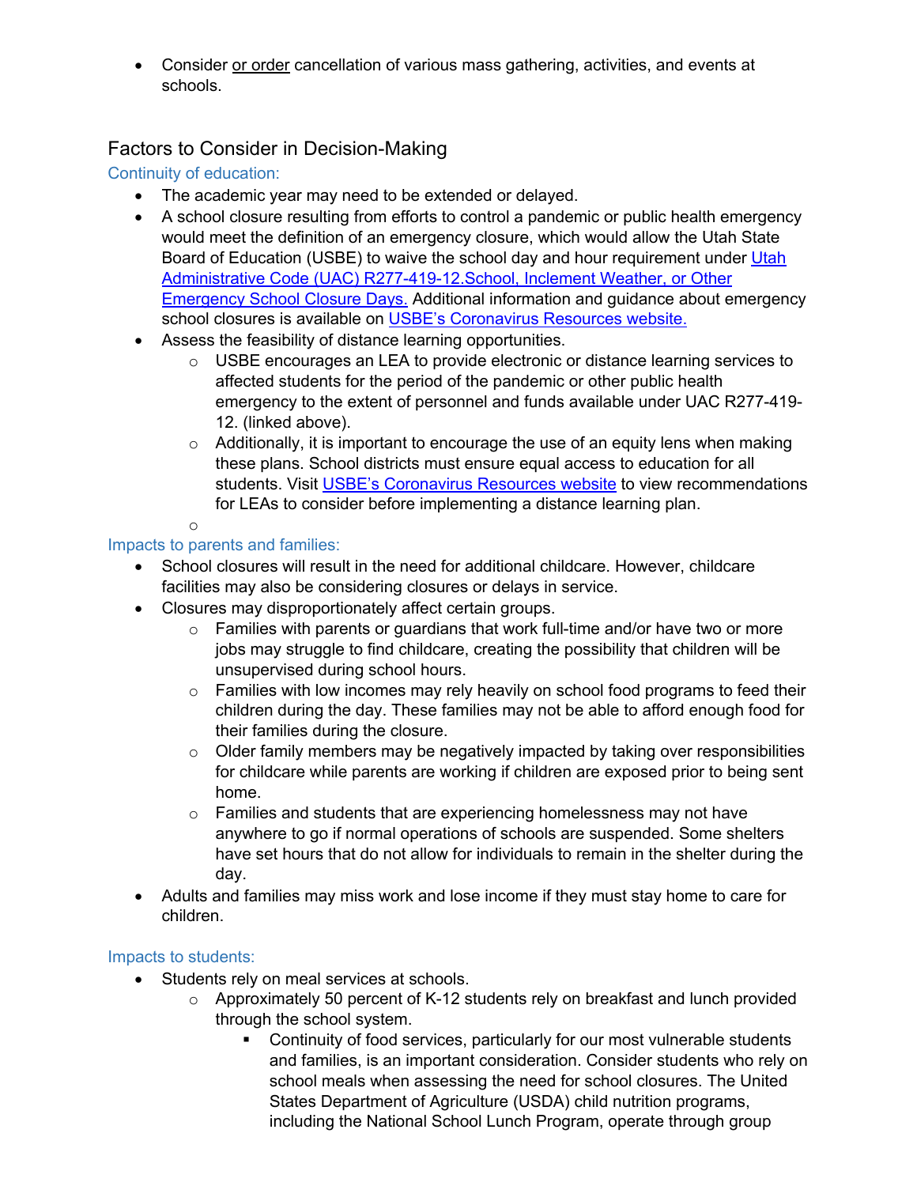- Consider or order cancellation of various mass gathering, activities, and events at schools.

## Factors to Consider in Decision-Making

### Continuity of education:

- The academic year may need to be extended or delayed.
- A school closure resulting from efforts to control a pandemic or public health emergency would meet the definition of an emergency closure, which would allow the Utah State Board of Education (USBE) to waive the school day and hour requirement under Utah Administrative Code (UAC) R277-419-12.School, Inclement Weather, or Other Emergency School Closure Days. Additional information and guidance about emergency school closures is available on USBE's Coronavirus Resources website.
- Assess the feasibility of distance learning opportunities.
  - USBE encourages an LEA to provide electronic or distance learning services to affected students for the period of the pandemic or other public health emergency to the extent of personnel and funds available under UAC R277-419-12. (linked above).
  - Additionally, it is important to encourage the use of an equity lens when making these plans. School districts must ensure equal access to education for all students. Visit USBE's Coronavirus Resources website to view recommendations for LEAs to consider before implementing a distance learning plan.

### Impacts to parents and families:

- School closures will result in the need for additional childcare. However, childcare facilities may also be considering closures or delays in service.
- Closures may disproportionately affect certain groups.
  - Families with parents or guardians that work full-time and/or have two or more jobs may struggle to find childcare, creating the possibility that children will be unsupervised during school hours.
  - Families with low incomes may rely heavily on school food programs to feed their children during the day. These families may not be able to afford enough food for their families during the closure.
  - Older family members may be negatively impacted by taking over responsibilities for childcare while parents are working if children are exposed prior to being sent home.
  - Families and students that are experiencing homelessness may not have anywhere to go if normal operations of schools are suspended. Some shelters have set hours that do not allow for individuals to remain in the shelter during the day.
- Adults and families may miss work and lose income if they must stay home to care for children.

### Impacts to students:

- Students rely on meal services at schools.
  - Approximately 50 percent of K-12 students rely on breakfast and lunch provided through the school system.
    - Continuity of food services, particularly for our most vulnerable students and families, is an important consideration. Consider students who rely on school meals when assessing the need for school closures. The United States Department of Agriculture (USDA) child nutrition programs, including the National School Lunch Program, operate through group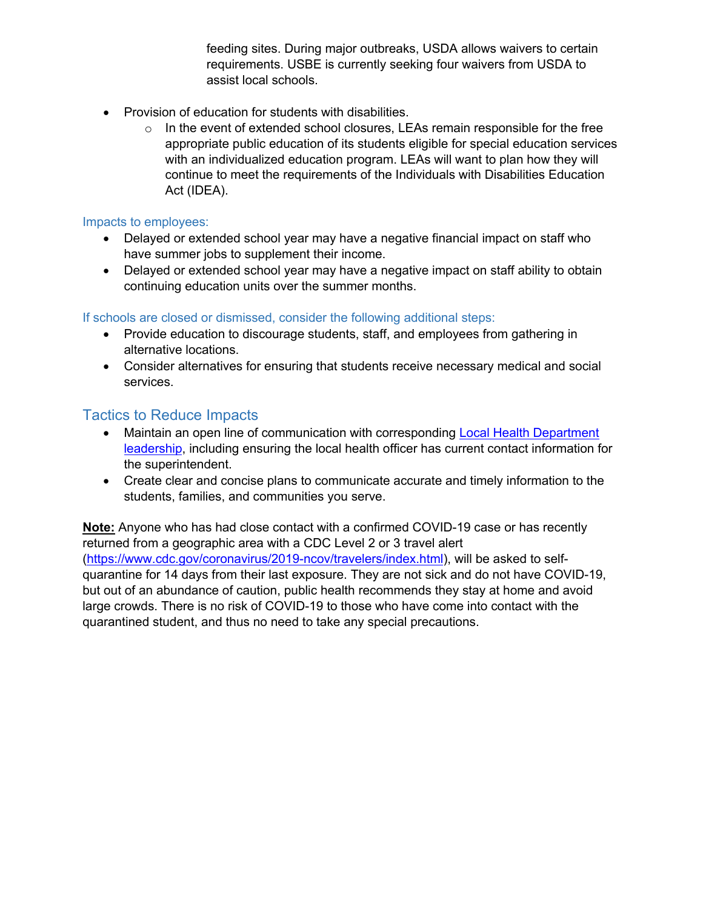feeding sites. During major outbreaks, USDA allows waivers to certain requirements. USBE is currently seeking four waivers from USDA to assist local schools.

- Provision of education for students with disabilities.
  - In the event of extended school closures, LEAs remain responsible for the free appropriate public education of its students eligible for special education services with an individualized education program. LEAs will want to plan how they will continue to meet the requirements of the Individuals with Disabilities Education Act (IDEA).

### Impacts to employees:

- Delayed or extended school year may have a negative financial impact on staff who have summer jobs to supplement their income.
- Delayed or extended school year may have a negative impact on staff ability to obtain continuing education units over the summer months.

### If schools are closed or dismissed, consider the following additional steps:

- Provide education to discourage students, staff, and employees from gathering in alternative locations.
- Consider alternatives for ensuring that students receive necessary medical and social services.

## Tactics to Reduce Impacts

- Maintain an open line of communication with corresponding [Local Health Department leadership](), including ensuring the local health officer has current contact information for the superintendent.
- Create clear and concise plans to communicate accurate and timely information to the students, families, and communities you serve.

**Note:** Anyone who has had close contact with a confirmed COVID-19 case or has recently returned from a geographic area with a CDC Level 2 or 3 travel alert (https://www.cdc.gov/coronavirus/2019-ncov/travelers/index.html), will be asked to self-quarantine for 14 days from their last exposure. They are not sick and do not have COVID-19, but out of an abundance of caution, public health recommends they stay at home and avoid large crowds. There is no risk of COVID-19 to those who have come into contact with the quarantined student, and thus no need to take any special precautions.